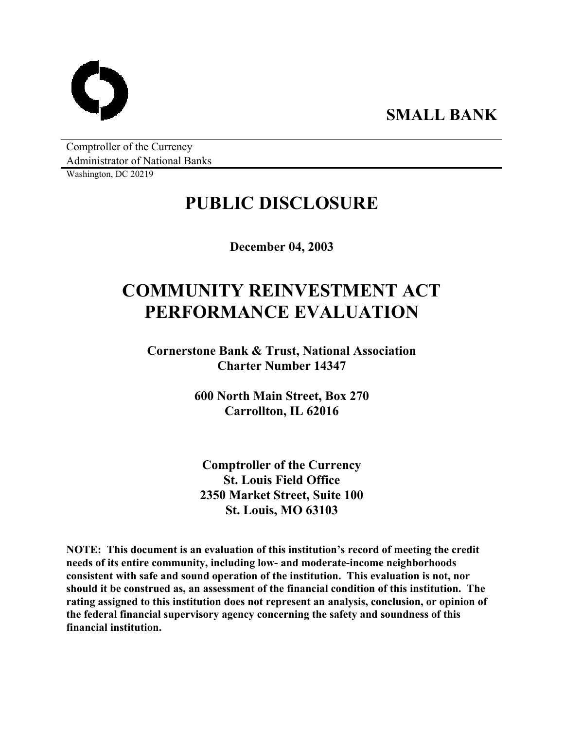**SMALL BANK**

Comptroller of the Currency
Administrator of National Banks
Washington, DC 20219

# PUBLIC DISCLOSURE

**December 04, 2003**

# COMMUNITY REINVESTMENT ACT PERFORMANCE EVALUATION

**Cornerstone Bank & Trust, National Association**
**Charter Number 14347**

**600 North Main Street, Box 270**
**Carrollton, IL 62016**

**Comptroller of the Currency**
**St. Louis Field Office**
**2350 Market Street, Suite 100**
**St. Louis, MO 63103**

**NOTE: This document is an evaluation of this institution's record of meeting the credit needs of its entire community, including low- and moderate-income neighborhoods consistent with safe and sound operation of the institution. This evaluation is not, nor should it be construed as, an assessment of the financial condition of this institution. The rating assigned to this institution does not represent an analysis, conclusion, or opinion of the federal financial supervisory agency concerning the safety and soundness of this financial institution.**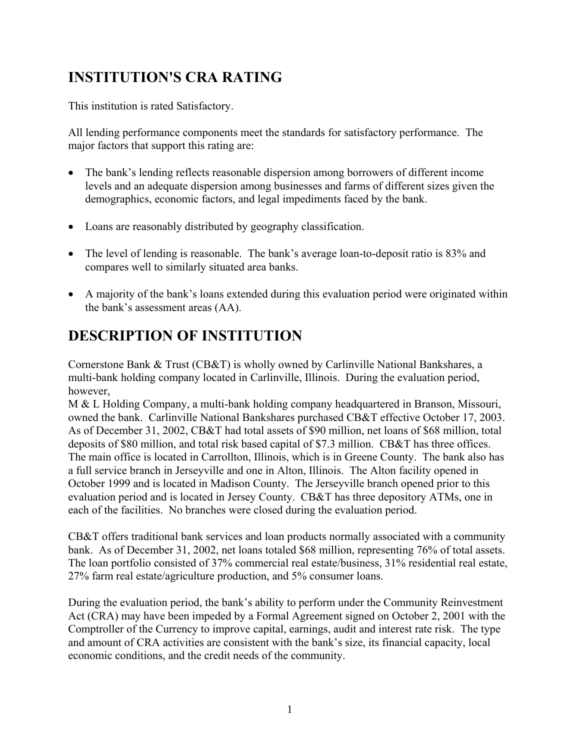# INSTITUTION'S CRA RATING

This institution is rated Satisfactory.

All lending performance components meet the standards for satisfactory performance. The major factors that support this rating are:

- The bank's lending reflects reasonable dispersion among borrowers of different income levels and an adequate dispersion among businesses and farms of different sizes given the demographics, economic factors, and legal impediments faced by the bank.
- Loans are reasonably distributed by geography classification.
- The level of lending is reasonable. The bank's average loan-to-deposit ratio is 83% and compares well to similarly situated area banks.
- A majority of the bank's loans extended during this evaluation period were originated within the bank's assessment areas (AA).

# DESCRIPTION OF INSTITUTION

Cornerstone Bank & Trust (CB&T) is wholly owned by Carlinville National Bankshares, a multi-bank holding company located in Carlinville, Illinois. During the evaluation period, however,
M & L Holding Company, a multi-bank holding company headquartered in Branson, Missouri, owned the bank. Carlinville National Bankshares purchased CB&T effective October 17, 2003. As of December 31, 2002, CB&T had total assets of $90 million, net loans of $68 million, total deposits of $80 million, and total risk based capital of $7.3 million. CB&T has three offices. The main office is located in Carrollton, Illinois, which is in Greene County. The bank also has a full service branch in Jerseyville and one in Alton, Illinois. The Alton facility opened in October 1999 and is located in Madison County. The Jerseyville branch opened prior to this evaluation period and is located in Jersey County. CB&T has three depository ATMs, one in each of the facilities. No branches were closed during the evaluation period.

CB&T offers traditional bank services and loan products normally associated with a community bank. As of December 31, 2002, net loans totaled $68 million, representing 76% of total assets. The loan portfolio consisted of 37% commercial real estate/business, 31% residential real estate, 27% farm real estate/agriculture production, and 5% consumer loans.

During the evaluation period, the bank's ability to perform under the Community Reinvestment Act (CRA) may have been impeded by a Formal Agreement signed on October 2, 2001 with the Comptroller of the Currency to improve capital, earnings, audit and interest rate risk. The type and amount of CRA activities are consistent with the bank's size, its financial capacity, local economic conditions, and the credit needs of the community.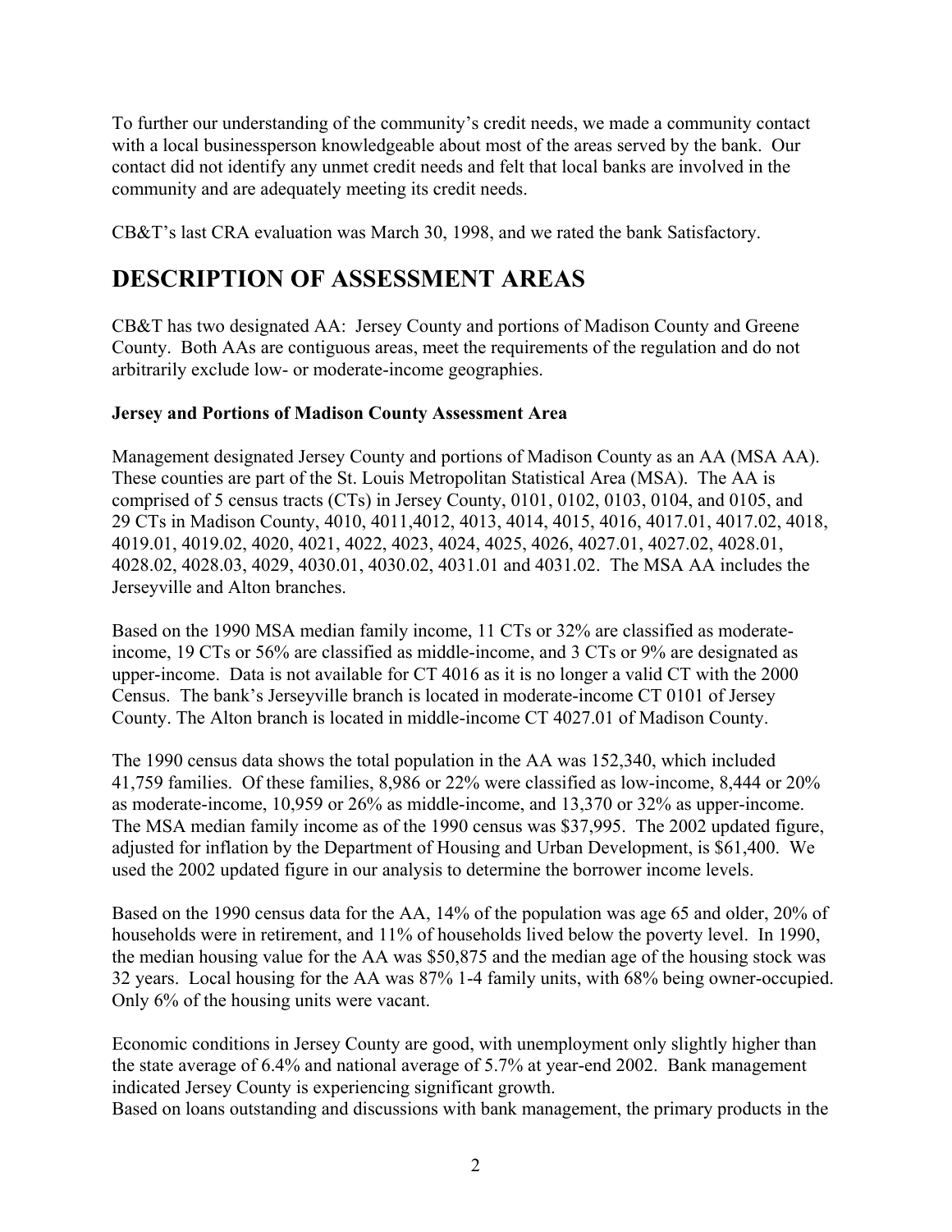To further our understanding of the community's credit needs, we made a community contact with a local businessperson knowledgeable about most of the areas served by the bank. Our contact did not identify any unmet credit needs and felt that local banks are involved in the community and are adequately meeting its credit needs.

CB&T's last CRA evaluation was March 30, 1998, and we rated the bank Satisfactory.

# DESCRIPTION OF ASSESSMENT AREAS

CB&T has two designated AA: Jersey County and portions of Madison County and Greene County. Both AAs are contiguous areas, meet the requirements of the regulation and do not arbitrarily exclude low- or moderate-income geographies.

**Jersey and Portions of Madison County Assessment Area**

Management designated Jersey County and portions of Madison County as an AA (MSA AA). These counties are part of the St. Louis Metropolitan Statistical Area (MSA). The AA is comprised of 5 census tracts (CTs) in Jersey County, 0101, 0102, 0103, 0104, and 0105, and 29 CTs in Madison County, 4010, 4011,4012, 4013, 4014, 4015, 4016, 4017.01, 4017.02, 4018, 4019.01, 4019.02, 4020, 4021, 4022, 4023, 4024, 4025, 4026, 4027.01, 4027.02, 4028.01, 4028.02, 4028.03, 4029, 4030.01, 4030.02, 4031.01 and 4031.02. The MSA AA includes the Jerseyville and Alton branches.

Based on the 1990 MSA median family income, 11 CTs or 32% are classified as moderate-income, 19 CTs or 56% are classified as middle-income, and 3 CTs or 9% are designated as upper-income. Data is not available for CT 4016 as it is no longer a valid CT with the 2000 Census. The bank's Jerseyville branch is located in moderate-income CT 0101 of Jersey County. The Alton branch is located in middle-income CT 4027.01 of Madison County.

The 1990 census data shows the total population in the AA was 152,340, which included 41,759 families. Of these families, 8,986 or 22% were classified as low-income, 8,444 or 20% as moderate-income, 10,959 or 26% as middle-income, and 13,370 or 32% as upper-income. The MSA median family income as of the 1990 census was $37,995. The 2002 updated figure, adjusted for inflation by the Department of Housing and Urban Development, is $61,400. We used the 2002 updated figure in our analysis to determine the borrower income levels.

Based on the 1990 census data for the AA, 14% of the population was age 65 and older, 20% of households were in retirement, and 11% of households lived below the poverty level. In 1990, the median housing value for the AA was $50,875 and the median age of the housing stock was 32 years. Local housing for the AA was 87% 1-4 family units, with 68% being owner-occupied. Only 6% of the housing units were vacant.

Economic conditions in Jersey County are good, with unemployment only slightly higher than the state average of 6.4% and national average of 5.7% at year-end 2002. Bank management indicated Jersey County is experiencing significant growth.
Based on loans outstanding and discussions with bank management, the primary products in the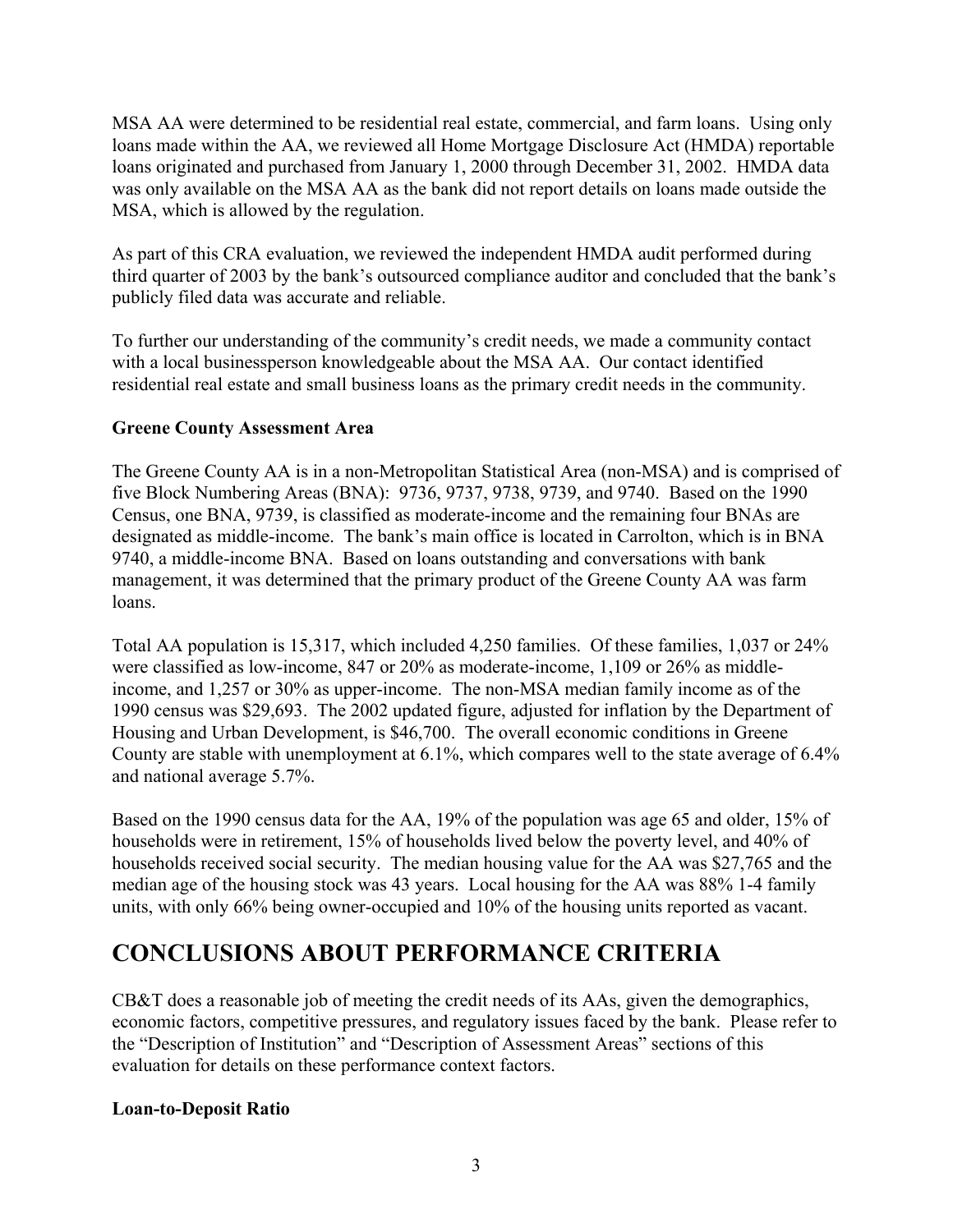MSA AA were determined to be residential real estate, commercial, and farm loans. Using only loans made within the AA, we reviewed all Home Mortgage Disclosure Act (HMDA) reportable loans originated and purchased from January 1, 2000 through December 31, 2002. HMDA data was only available on the MSA AA as the bank did not report details on loans made outside the MSA, which is allowed by the regulation.

As part of this CRA evaluation, we reviewed the independent HMDA audit performed during third quarter of 2003 by the bank's outsourced compliance auditor and concluded that the bank's publicly filed data was accurate and reliable.

To further our understanding of the community's credit needs, we made a community contact with a local businessperson knowledgeable about the MSA AA. Our contact identified residential real estate and small business loans as the primary credit needs in the community.

**Greene County Assessment Area**

The Greene County AA is in a non-Metropolitan Statistical Area (non-MSA) and is comprised of five Block Numbering Areas (BNA): 9736, 9737, 9738, 9739, and 9740. Based on the 1990 Census, one BNA, 9739, is classified as moderate-income and the remaining four BNAs are designated as middle-income. The bank's main office is located in Carrolton, which is in BNA 9740, a middle-income BNA. Based on loans outstanding and conversations with bank management, it was determined that the primary product of the Greene County AA was farm loans.

Total AA population is 15,317, which included 4,250 families. Of these families, 1,037 or 24% were classified as low-income, 847 or 20% as moderate-income, 1,109 or 26% as middle-income, and 1,257 or 30% as upper-income. The non-MSA median family income as of the 1990 census was $29,693. The 2002 updated figure, adjusted for inflation by the Department of Housing and Urban Development, is $46,700. The overall economic conditions in Greene County are stable with unemployment at 6.1%, which compares well to the state average of 6.4% and national average 5.7%.

Based on the 1990 census data for the AA, 19% of the population was age 65 and older, 15% of households were in retirement, 15% of households lived below the poverty level, and 40% of households received social security. The median housing value for the AA was $27,765 and the median age of the housing stock was 43 years. Local housing for the AA was 88% 1-4 family units, with only 66% being owner-occupied and 10% of the housing units reported as vacant.

# CONCLUSIONS ABOUT PERFORMANCE CRITERIA

CB&T does a reasonable job of meeting the credit needs of its AAs, given the demographics, economic factors, competitive pressures, and regulatory issues faced by the bank. Please refer to the "Description of Institution" and "Description of Assessment Areas" sections of this evaluation for details on these performance context factors.

**Loan-to-Deposit Ratio**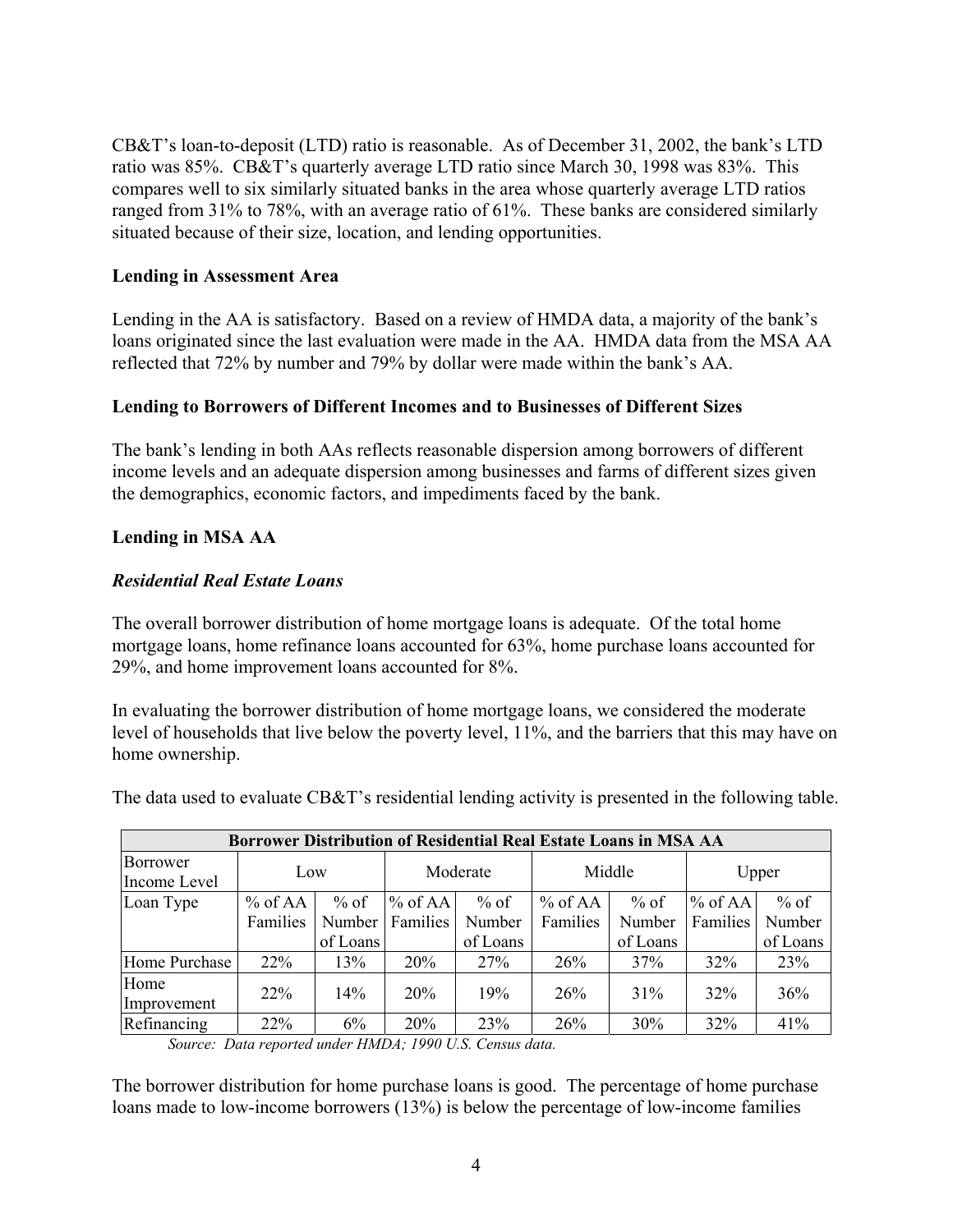CB&T's loan-to-deposit (LTD) ratio is reasonable. As of December 31, 2002, the bank's LTD ratio was 85%. CB&T's quarterly average LTD ratio since March 30, 1998 was 83%. This compares well to six similarly situated banks in the area whose quarterly average LTD ratios ranged from 31% to 78%, with an average ratio of 61%. These banks are considered similarly situated because of their size, location, and lending opportunities.

**Lending in Assessment Area**

Lending in the AA is satisfactory. Based on a review of HMDA data, a majority of the bank's loans originated since the last evaluation were made in the AA. HMDA data from the MSA AA reflected that 72% by number and 79% by dollar were made within the bank's AA.

**Lending to Borrowers of Different Incomes and to Businesses of Different Sizes**

The bank's lending in both AAs reflects reasonable dispersion among borrowers of different income levels and an adequate dispersion among businesses and farms of different sizes given the demographics, economic factors, and impediments faced by the bank.

**Lending in MSA AA**

***Residential Real Estate Loans***

The overall borrower distribution of home mortgage loans is adequate. Of the total home mortgage loans, home refinance loans accounted for 63%, home purchase loans accounted for 29%, and home improvement loans accounted for 8%.

In evaluating the borrower distribution of home mortgage loans, we considered the moderate level of households that live below the poverty level, 11%, and the barriers that this may have on home ownership.

The data used to evaluate CB&T's residential lending activity is presented in the following table.

| Borrower Distribution of Residential Real Estate Loans in MSA AA | | | | | | | | |
|---|---|---|---|---|---|---|---|---|
| Borrower Income Level | Low | | Moderate | | Middle | | Upper | |
| Loan Type | % of AA Families | % of Number of Loans | % of AA Families | % of Number of Loans | % of AA Families | % of Number of Loans | % of AA Families | % of Number of Loans |
| Home Purchase | 22% | 13% | 20% | 27% | 26% | 37% | 32% | 23% |
| Home Improvement | 22% | 14% | 20% | 19% | 26% | 31% | 32% | 36% |
| Refinancing | 22% | 6% | 20% | 23% | 26% | 30% | 32% | 41% |

*Source: Data reported under HMDA; 1990 U.S. Census data.*

The borrower distribution for home purchase loans is good. The percentage of home purchase loans made to low-income borrowers (13%) is below the percentage of low-income families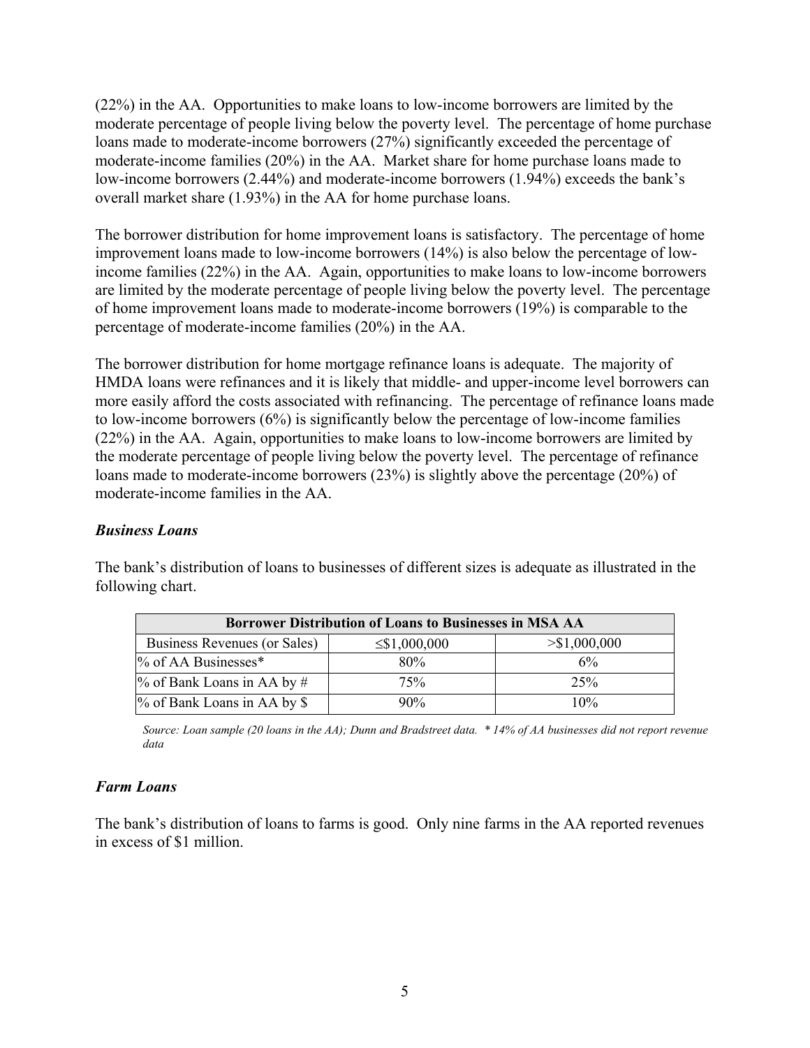(22%) in the AA. Opportunities to make loans to low-income borrowers are limited by the moderate percentage of people living below the poverty level. The percentage of home purchase loans made to moderate-income borrowers (27%) significantly exceeded the percentage of moderate-income families (20%) in the AA. Market share for home purchase loans made to low-income borrowers (2.44%) and moderate-income borrowers (1.94%) exceeds the bank's overall market share (1.93%) in the AA for home purchase loans.

The borrower distribution for home improvement loans is satisfactory. The percentage of home improvement loans made to low-income borrowers (14%) is also below the percentage of low-income families (22%) in the AA. Again, opportunities to make loans to low-income borrowers are limited by the moderate percentage of people living below the poverty level. The percentage of home improvement loans made to moderate-income borrowers (19%) is comparable to the percentage of moderate-income families (20%) in the AA.

The borrower distribution for home mortgage refinance loans is adequate. The majority of HMDA loans were refinances and it is likely that middle- and upper-income level borrowers can more easily afford the costs associated with refinancing. The percentage of refinance loans made to low-income borrowers (6%) is significantly below the percentage of low-income families (22%) in the AA. Again, opportunities to make loans to low-income borrowers are limited by the moderate percentage of people living below the poverty level. The percentage of refinance loans made to moderate-income borrowers (23%) is slightly above the percentage (20%) of moderate-income families in the AA.

### *Business Loans*

The bank's distribution of loans to businesses of different sizes is adequate as illustrated in the following chart.

| Borrower Distribution of Loans to Businesses in MSA AA | | |
|---|---|---|
| Business Revenues (or Sales) | ≤$1,000,000 | >$1,000,000 |
| % of AA Businesses* | 80% | 6% |
| % of Bank Loans in AA by # | 75% | 25% |
| % of Bank Loans in AA by $ | 90% | 10% |

*Source: Loan sample (20 loans in the AA); Dunn and Bradstreet data. * 14% of AA businesses did not report revenue data*

### *Farm Loans*

The bank's distribution of loans to farms is good. Only nine farms in the AA reported revenues in excess of $1 million.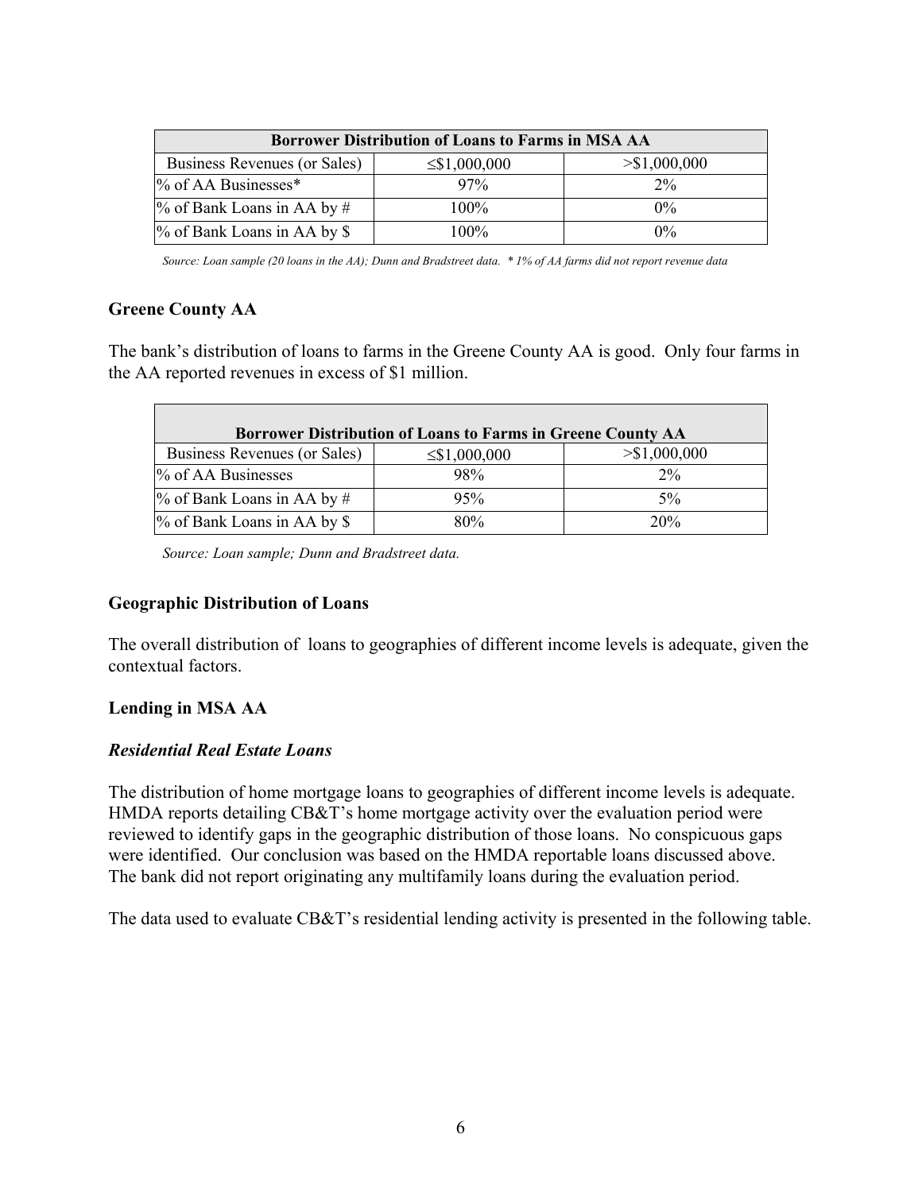| Borrower Distribution of Loans to Farms in MSA AA | | |
|---|---|---|
| Business Revenues (or Sales) | ≤$1,000,000 | >$1,000,000 |
| % of AA Businesses* | 97% | 2% |
| % of Bank Loans in AA by # | 100% | 0% |
| % of Bank Loans in AA by $ | 100% | 0% |

*Source: Loan sample (20 loans in the AA); Dunn and Bradstreet data. * 1% of AA farms did not report revenue data*

### Greene County AA

The bank's distribution of loans to farms in the Greene County AA is good. Only four farms in the AA reported revenues in excess of $1 million.

| Borrower Distribution of Loans to Farms in Greene County AA | | |
|---|---|---|
| Business Revenues (or Sales) | ≤$1,000,000 | >$1,000,000 |
| % of AA Businesses | 98% | 2% |
| % of Bank Loans in AA by # | 95% | 5% |
| % of Bank Loans in AA by $ | 80% | 20% |

*Source: Loan sample; Dunn and Bradstreet data.*

### Geographic Distribution of Loans

The overall distribution of loans to geographies of different income levels is adequate, given the contextual factors.

### Lending in MSA AA

#### *Residential Real Estate Loans*

The distribution of home mortgage loans to geographies of different income levels is adequate. HMDA reports detailing CB&T's home mortgage activity over the evaluation period were reviewed to identify gaps in the geographic distribution of those loans. No conspicuous gaps were identified. Our conclusion was based on the HMDA reportable loans discussed above. The bank did not report originating any multifamily loans during the evaluation period.

The data used to evaluate CB&T's residential lending activity is presented in the following table.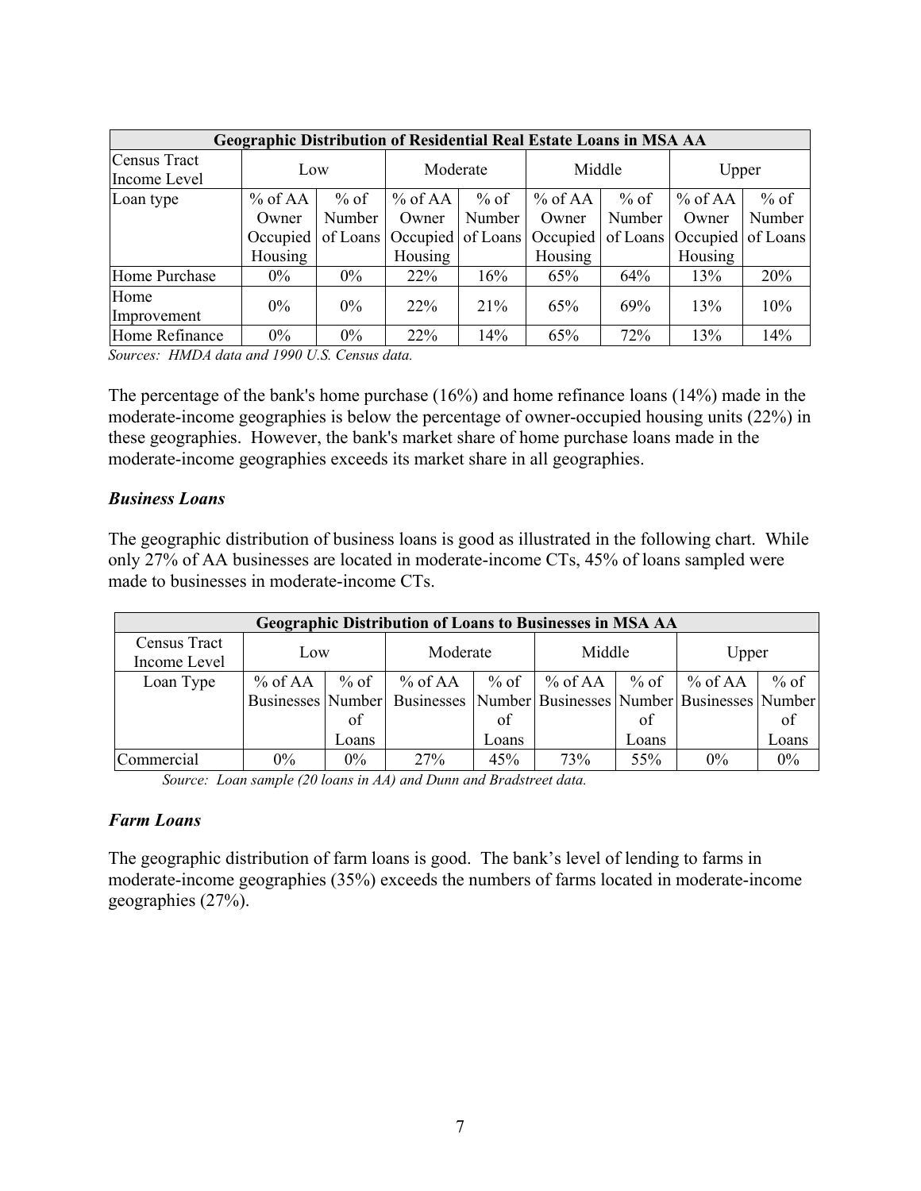| Geographic Distribution of Residential Real Estate Loans in MSA AA | | | | | | | | |
|---|---|---|---|---|---|---|---|---|
| Census Tract Income Level | Low | | Moderate | | Middle | | Upper | |
| Loan type | % of AA Owner Occupied Housing | % of Number of Loans | % of AA Owner Occupied Housing | % of Number of Loans | % of AA Owner Occupied Housing | % of Number of Loans | % of AA Owner Occupied Housing | % of Number of Loans |
| Home Purchase | 0% | 0% | 22% | 16% | 65% | 64% | 13% | 20% |
| Home Improvement | 0% | 0% | 22% | 21% | 65% | 69% | 13% | 10% |
| Home Refinance | 0% | 0% | 22% | 14% | 65% | 72% | 13% | 14% |

*Sources: HMDA data and 1990 U.S. Census data.*

The percentage of the bank's home purchase (16%) and home refinance loans (14%) made in the moderate-income geographies is below the percentage of owner-occupied housing units (22%) in these geographies. However, the bank's market share of home purchase loans made in the moderate-income geographies exceeds its market share in all geographies.

### *Business Loans*

The geographic distribution of business loans is good as illustrated in the following chart. While only 27% of AA businesses are located in moderate-income CTs, 45% of loans sampled were made to businesses in moderate-income CTs.

| Geographic Distribution of Loans to Businesses in MSA AA | | | | | | | | |
|---|---|---|---|---|---|---|---|---|
| Census Tract Income Level | Low | | Moderate | | Middle | | Upper | |
| Loan Type | % of AA Businesses | % of Number of Loans | % of AA Businesses | % of Number of Loans | % of AA Businesses | % of Number of Loans | % of AA Businesses | % of Number of Loans |
| Commercial | 0% | 0% | 27% | 45% | 73% | 55% | 0% | 0% |

*Source: Loan sample (20 loans in AA) and Dunn and Bradstreet data.*

### *Farm Loans*

The geographic distribution of farm loans is good. The bank's level of lending to farms in moderate-income geographies (35%) exceeds the numbers of farms located in moderate-income geographies (27%).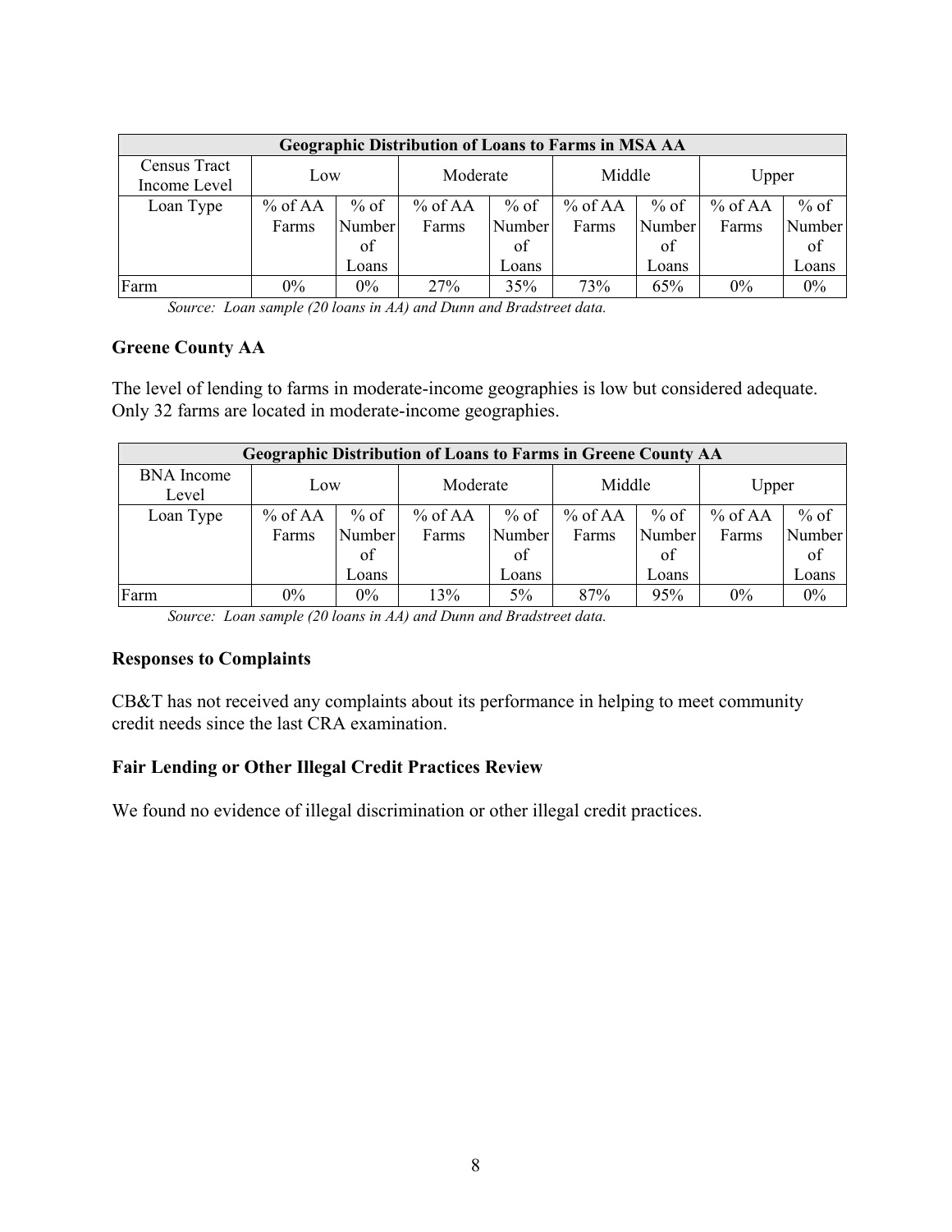| Geographic Distribution of Loans to Farms in MSA AA | | | | | | | | |
|---|---|---|---|---|---|---|---|---|
| Census Tract Income Level | Low | | Moderate | | Middle | | Upper | |
| Loan Type | % of AA Farms | % of Number of Loans | % of AA Farms | % of Number of Loans | % of AA Farms | % of Number of Loans | % of AA Farms | % of Number of Loans |
| Farm | 0% | 0% | 27% | 35% | 73% | 65% | 0% | 0% |

*Source: Loan sample (20 loans in AA) and Dunn and Bradstreet data.*

### Greene County AA

The level of lending to farms in moderate-income geographies is low but considered adequate. Only 32 farms are located in moderate-income geographies.

| Geographic Distribution of Loans to Farms in Greene County AA | | | | | | | | |
|---|---|---|---|---|---|---|---|---|
| BNA Income Level | Low | | Moderate | | Middle | | Upper | |
| Loan Type | % of AA Farms | % of Number of Loans | % of AA Farms | % of Number of Loans | % of AA Farms | % of Number of Loans | % of AA Farms | % of Number of Loans |
| Farm | 0% | 0% | 13% | 5% | 87% | 95% | 0% | 0% |

*Source: Loan sample (20 loans in AA) and Dunn and Bradstreet data.*

### Responses to Complaints

CB&T has not received any complaints about its performance in helping to meet community credit needs since the last CRA examination.

### Fair Lending or Other Illegal Credit Practices Review

We found no evidence of illegal discrimination or other illegal credit practices.